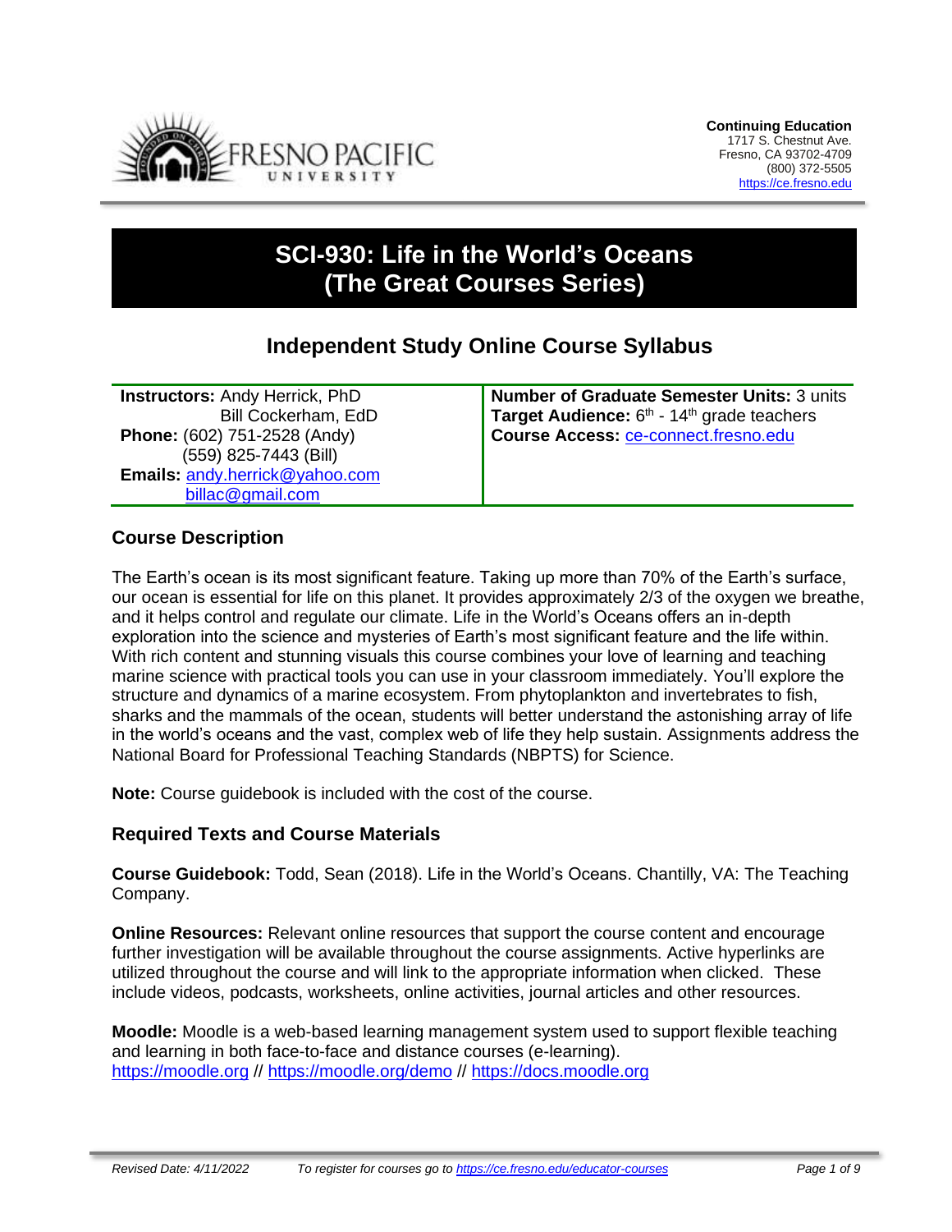**Continuing Education**
1717 S. Chestnut Ave.
Fresno, CA 93702-4709
(800) 372-5505
https://ce.fresno.edu

# SCI-930: Life in the World's Oceans (The Great Courses Series)

## Independent Study Online Course Syllabus

| | |
|---|---|
| **Instructors:** Andy Herrick, PhD<br>Bill Cockerham, EdD<br>**Phone:** (602) 751-2528 (Andy)<br>(559) 825-7443 (Bill)<br>**Emails:** andy.herrick@yahoo.com<br>billac@gmail.com | **Number of Graduate Semester Units:** 3 units<br>**Target Audience:** 6th - 14th grade teachers<br>**Course Access:** ce-connect.fresno.edu |

### Course Description

The Earth's ocean is its most significant feature. Taking up more than 70% of the Earth's surface, our ocean is essential for life on this planet. It provides approximately 2/3 of the oxygen we breathe, and it helps control and regulate our climate. Life in the World's Oceans offers an in-depth exploration into the science and mysteries of Earth's most significant feature and the life within. With rich content and stunning visuals this course combines your love of learning and teaching marine science with practical tools you can use in your classroom immediately. You'll explore the structure and dynamics of a marine ecosystem. From phytoplankton and invertebrates to fish, sharks and the mammals of the ocean, students will better understand the astonishing array of life in the world's oceans and the vast, complex web of life they help sustain. Assignments address the National Board for Professional Teaching Standards (NBPTS) for Science.

**Note:** Course guidebook is included with the cost of the course.

### Required Texts and Course Materials

**Course Guidebook:** Todd, Sean (2018). Life in the World's Oceans. Chantilly, VA: The Teaching Company.

**Online Resources:** Relevant online resources that support the course content and encourage further investigation will be available throughout the course assignments. Active hyperlinks are utilized throughout the course and will link to the appropriate information when clicked. These include videos, podcasts, worksheets, online activities, journal articles and other resources.

**Moodle:** Moodle is a web-based learning management system used to support flexible teaching and learning in both face-to-face and distance courses (e-learning).
https://moodle.org // https://moodle.org/demo // https://docs.moodle.org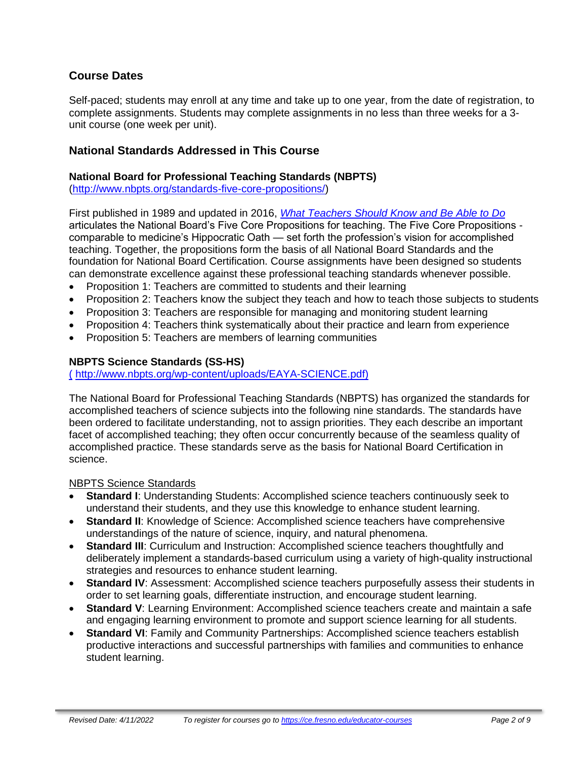## Course Dates

Self-paced; students may enroll at any time and take up to one year, from the date of registration, to complete assignments. Students may complete assignments in no less than three weeks for a 3-unit course (one week per unit).

## National Standards Addressed in This Course

### National Board for Professional Teaching Standards (NBPTS)

(http://www.nbpts.org/standards-five-core-propositions/)

First published in 1989 and updated in 2016, *What Teachers Should Know and Be Able to Do* articulates the National Board's Five Core Propositions for teaching. The Five Core Propositions - comparable to medicine's Hippocratic Oath — set forth the profession's vision for accomplished teaching. Together, the propositions form the basis of all National Board Standards and the foundation for National Board Certification. Course assignments have been designed so students can demonstrate excellence against these professional teaching standards whenever possible.

- Proposition 1: Teachers are committed to students and their learning
- Proposition 2: Teachers know the subject they teach and how to teach those subjects to students
- Proposition 3: Teachers are responsible for managing and monitoring student learning
- Proposition 4: Teachers think systematically about their practice and learn from experience
- Proposition 5: Teachers are members of learning communities

### NBPTS Science Standards (SS-HS)

( http://www.nbpts.org/wp-content/uploads/EAYA-SCIENCE.pdf)

The National Board for Professional Teaching Standards (NBPTS) has organized the standards for accomplished teachers of science subjects into the following nine standards. The standards have been ordered to facilitate understanding, not to assign priorities. They each describe an important facet of accomplished teaching; they often occur concurrently because of the seamless quality of accomplished practice. These standards serve as the basis for National Board Certification in science.

NBPTS Science Standards

- **Standard I**: Understanding Students: Accomplished science teachers continuously seek to understand their students, and they use this knowledge to enhance student learning.
- **Standard II**: Knowledge of Science: Accomplished science teachers have comprehensive understandings of the nature of science, inquiry, and natural phenomena.
- **Standard III**: Curriculum and Instruction: Accomplished science teachers thoughtfully and deliberately implement a standards-based curriculum using a variety of high-quality instructional strategies and resources to enhance student learning.
- **Standard IV**: Assessment: Accomplished science teachers purposefully assess their students in order to set learning goals, differentiate instruction, and encourage student learning.
- **Standard V**: Learning Environment: Accomplished science teachers create and maintain a safe and engaging learning environment to promote and support science learning for all students.
- **Standard VI**: Family and Community Partnerships: Accomplished science teachers establish productive interactions and successful partnerships with families and communities to enhance student learning.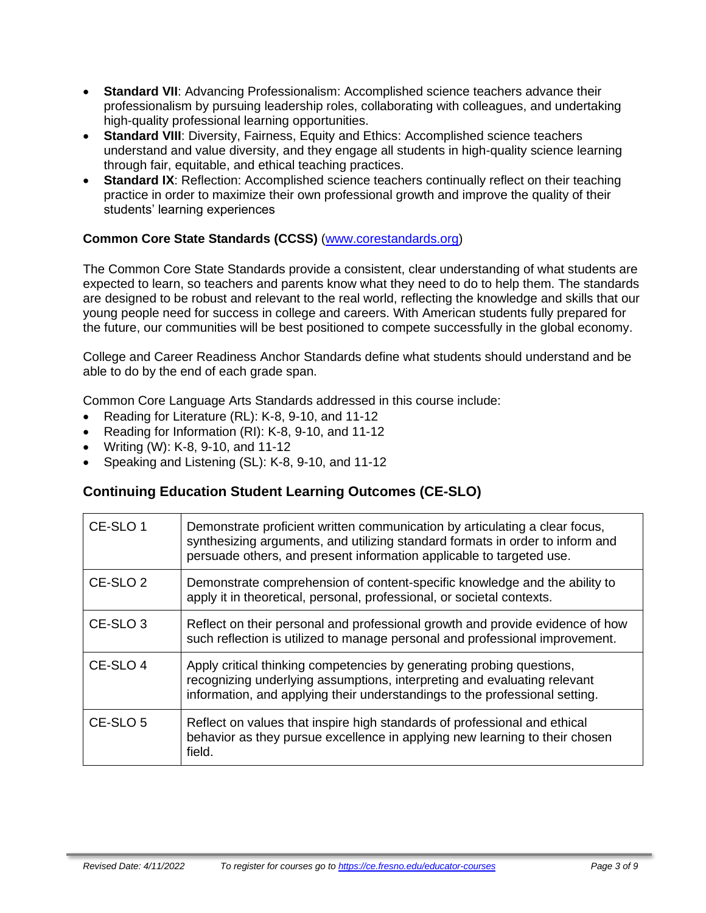- **Standard VII**: Advancing Professionalism: Accomplished science teachers advance their professionalism by pursuing leadership roles, collaborating with colleagues, and undertaking high-quality professional learning opportunities.
- **Standard VIII**: Diversity, Fairness, Equity and Ethics: Accomplished science teachers understand and value diversity, and they engage all students in high-quality science learning through fair, equitable, and ethical teaching practices.
- **Standard IX**: Reflection: Accomplished science teachers continually reflect on their teaching practice in order to maximize their own professional growth and improve the quality of their students' learning experiences

**Common Core State Standards (CCSS)** ([www.corestandards.org](http://www.corestandards.org))

The Common Core State Standards provide a consistent, clear understanding of what students are expected to learn, so teachers and parents know what they need to do to help them. The standards are designed to be robust and relevant to the real world, reflecting the knowledge and skills that our young people need for success in college and careers. With American students fully prepared for the future, our communities will be best positioned to compete successfully in the global economy.

College and Career Readiness Anchor Standards define what students should understand and be able to do by the end of each grade span.

Common Core Language Arts Standards addressed in this course include:

- Reading for Literature (RL): K-8, 9-10, and 11-12
- Reading for Information (RI): K-8, 9-10, and 11-12
- Writing (W): K-8, 9-10, and 11-12
- Speaking and Listening (SL): K-8, 9-10, and 11-12

## Continuing Education Student Learning Outcomes (CE-SLO)

| | |
|---|---|
| CE-SLO 1 | Demonstrate proficient written communication by articulating a clear focus, synthesizing arguments, and utilizing standard formats in order to inform and persuade others, and present information applicable to targeted use. |
| CE-SLO 2 | Demonstrate comprehension of content-specific knowledge and the ability to apply it in theoretical, personal, professional, or societal contexts. |
| CE-SLO 3 | Reflect on their personal and professional growth and provide evidence of how such reflection is utilized to manage personal and professional improvement. |
| CE-SLO 4 | Apply critical thinking competencies by generating probing questions, recognizing underlying assumptions, interpreting and evaluating relevant information, and applying their understandings to the professional setting. |
| CE-SLO 5 | Reflect on values that inspire high standards of professional and ethical behavior as they pursue excellence in applying new learning to their chosen field. |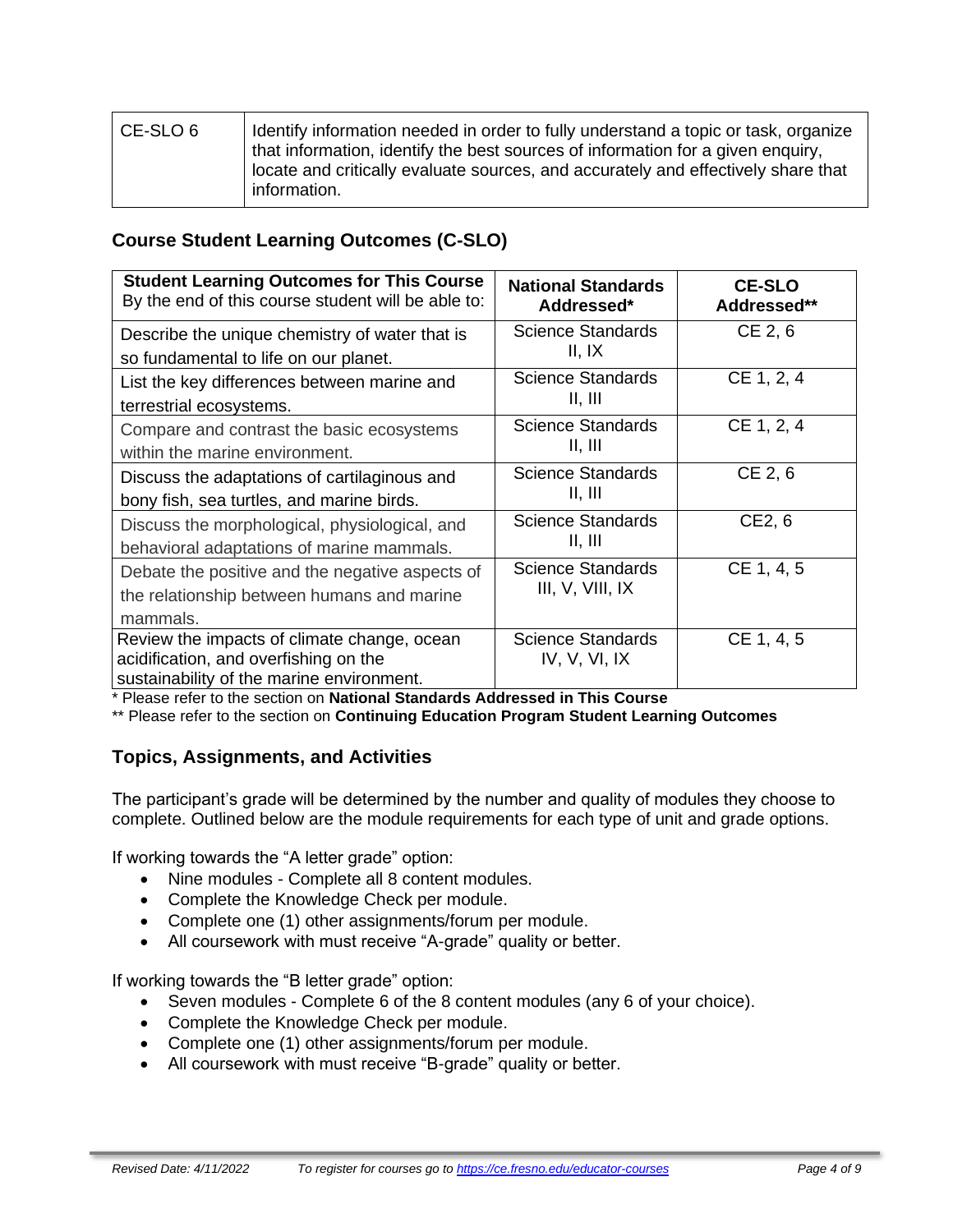| CE-SLO 6 | Identify information needed in order to fully understand a topic or task, organize that information, identify the best sources of information for a given enquiry, locate and critically evaluate sources, and accurately and effectively share that information. |
|---|---|

## Course Student Learning Outcomes (C-SLO)

| **Student Learning Outcomes for This Course** By the end of this course student will be able to: | **National Standards Addressed*** | **CE-SLO Addressed**** |
|---|---|---|
| Describe the unique chemistry of water that is so fundamental to life on our planet. | Science Standards II, IX | CE 2, 6 |
| List the key differences between marine and terrestrial ecosystems. | Science Standards II, III | CE 1, 2, 4 |
| Compare and contrast the basic ecosystems within the marine environment. | Science Standards II, III | CE 1, 2, 4 |
| Discuss the adaptations of cartilaginous and bony fish, sea turtles, and marine birds. | Science Standards II, III | CE 2, 6 |
| Discuss the morphological, physiological, and behavioral adaptations of marine mammals. | Science Standards II, III | CE2, 6 |
| Debate the positive and the negative aspects of the relationship between humans and marine mammals. | Science Standards III, V, VIII, IX | CE 1, 4, 5 |
| Review the impacts of climate change, ocean acidification, and overfishing on the sustainability of the marine environment. | Science Standards IV, V, VI, IX | CE 1, 4, 5 |

\* Please refer to the section on **National Standards Addressed in This Course**

\*\* Please refer to the section on **Continuing Education Program Student Learning Outcomes**

## Topics, Assignments, and Activities

The participant's grade will be determined by the number and quality of modules they choose to complete. Outlined below are the module requirements for each type of unit and grade options.

If working towards the "A letter grade" option:

- Nine modules - Complete all 8 content modules.
- Complete the Knowledge Check per module.
- Complete one (1) other assignments/forum per module.
- All coursework with must receive "A-grade" quality or better.

If working towards the "B letter grade" option:

- Seven modules - Complete 6 of the 8 content modules (any 6 of your choice).
- Complete the Knowledge Check per module.
- Complete one (1) other assignments/forum per module.
- All coursework with must receive "B-grade" quality or better.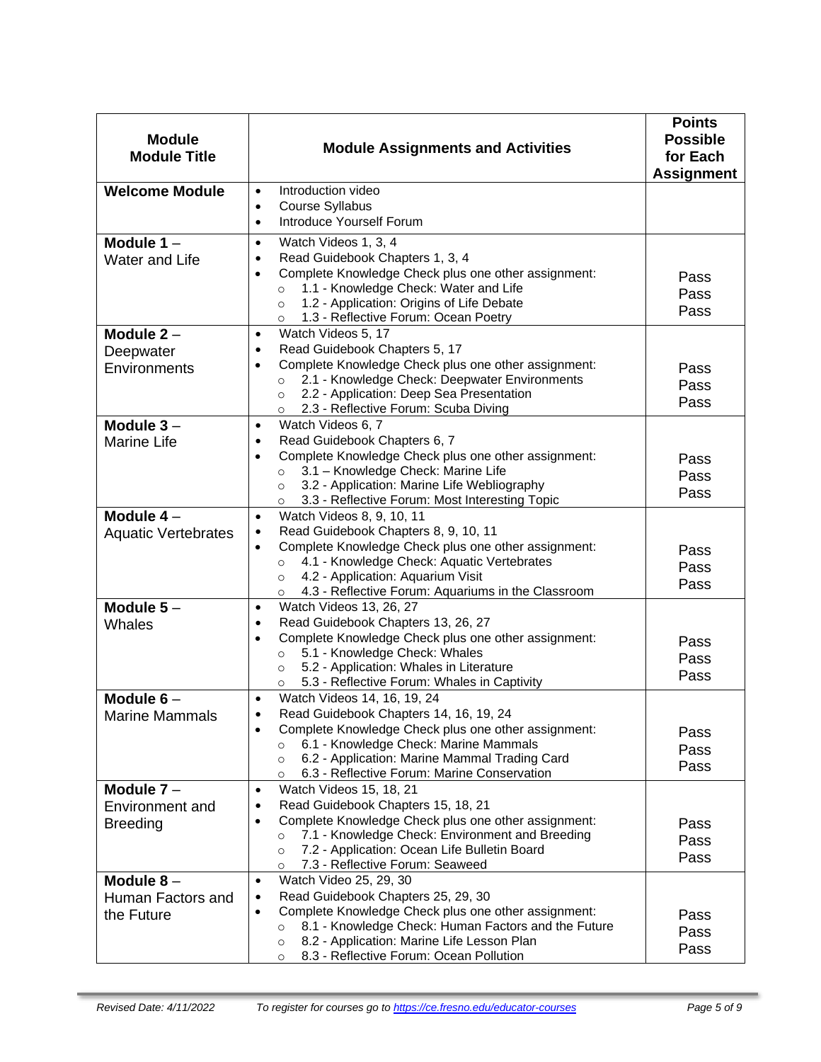| Module<br>Module Title | Module Assignments and Activities | Points Possible for Each Assignment |
|---|---|---|
| **Welcome Module** | • Introduction video<br>• Course Syllabus<br>• Introduce Yourself Forum | |
| **Module 1** –<br>Water and Life | • Watch Videos 1, 3, 4<br>• Read Guidebook Chapters 1, 3, 4<br>• Complete Knowledge Check plus one other assignment:<br>  ○ 1.1 - Knowledge Check: Water and Life<br>  ○ 1.2 - Application: Origins of Life Debate<br>  ○ 1.3 - Reflective Forum: Ocean Poetry | Pass<br>Pass<br>Pass |
| **Module 2** –<br>Deepwater Environments | • Watch Videos 5, 17<br>• Read Guidebook Chapters 5, 17<br>• Complete Knowledge Check plus one other assignment:<br>  ○ 2.1 - Knowledge Check: Deepwater Environments<br>  ○ 2.2 - Application: Deep Sea Presentation<br>  ○ 2.3 - Reflective Forum: Scuba Diving | Pass<br>Pass<br>Pass |
| **Module 3** –<br>Marine Life | • Watch Videos 6, 7<br>• Read Guidebook Chapters 6, 7<br>• Complete Knowledge Check plus one other assignment:<br>  ○ 3.1 – Knowledge Check: Marine Life<br>  ○ 3.2 - Application: Marine Life Webliography<br>  ○ 3.3 - Reflective Forum: Most Interesting Topic | Pass<br>Pass<br>Pass |
| **Module 4** –<br>Aquatic Vertebrates | • Watch Videos 8, 9, 10, 11<br>• Read Guidebook Chapters 8, 9, 10, 11<br>• Complete Knowledge Check plus one other assignment:<br>  ○ 4.1 - Knowledge Check: Aquatic Vertebrates<br>  ○ 4.2 - Application: Aquarium Visit<br>  ○ 4.3 - Reflective Forum: Aquariums in the Classroom | Pass<br>Pass<br>Pass |
| **Module 5** –<br>Whales | • Watch Videos 13, 26, 27<br>• Read Guidebook Chapters 13, 26, 27<br>• Complete Knowledge Check plus one other assignment:<br>  ○ 5.1 - Knowledge Check: Whales<br>  ○ 5.2 - Application: Whales in Literature<br>  ○ 5.3 - Reflective Forum: Whales in Captivity | Pass<br>Pass<br>Pass |
| **Module 6** –<br>Marine Mammals | • Watch Videos 14, 16, 19, 24<br>• Read Guidebook Chapters 14, 16, 19, 24<br>• Complete Knowledge Check plus one other assignment:<br>  ○ 6.1 - Knowledge Check: Marine Mammals<br>  ○ 6.2 - Application: Marine Mammal Trading Card<br>  ○ 6.3 - Reflective Forum: Marine Conservation | Pass<br>Pass<br>Pass |
| **Module 7** –<br>Environment and Breeding | • Watch Videos 15, 18, 21<br>• Read Guidebook Chapters 15, 18, 21<br>• Complete Knowledge Check plus one other assignment:<br>  ○ 7.1 - Knowledge Check: Environment and Breeding<br>  ○ 7.2 - Application: Ocean Life Bulletin Board<br>  ○ 7.3 - Reflective Forum: Seaweed | Pass<br>Pass<br>Pass |
| **Module 8** –<br>Human Factors and the Future | • Watch Video 25, 29, 30<br>• Read Guidebook Chapters 25, 29, 30<br>• Complete Knowledge Check plus one other assignment:<br>  ○ 8.1 - Knowledge Check: Human Factors and the Future<br>  ○ 8.2 - Application: Marine Life Lesson Plan<br>  ○ 8.3 - Reflective Forum: Ocean Pollution | Pass<br>Pass<br>Pass |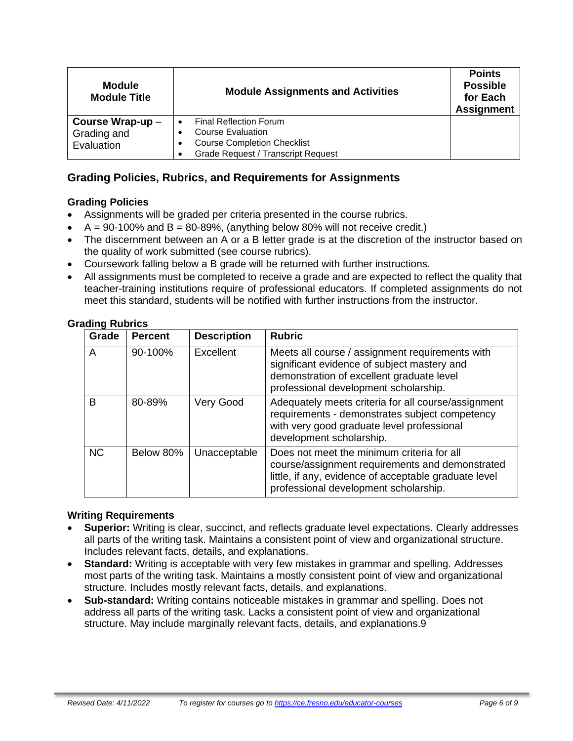| Module Module Title | Module Assignments and Activities | Points Possible for Each Assignment |
|---|---|---|
| **Course Wrap-up** – Grading and Evaluation | • Final Reflection Forum<br>• Course Evaluation<br>• Course Completion Checklist<br>• Grade Request / Transcript Request | |

## Grading Policies, Rubrics, and Requirements for Assignments

### Grading Policies

- Assignments will be graded per criteria presented in the course rubrics.
- A = 90-100% and B = 80-89%, (anything below 80% will not receive credit.)
- The discernment between an A or a B letter grade is at the discretion of the instructor based on the quality of work submitted (see course rubrics).
- Coursework falling below a B grade will be returned with further instructions.
- All assignments must be completed to receive a grade and are expected to reflect the quality that teacher-training institutions require of professional educators. If completed assignments do not meet this standard, students will be notified with further instructions from the instructor.

### Grading Rubrics

| Grade | Percent | Description | Rubric |
|---|---|---|---|
| A | 90-100% | Excellent | Meets all course / assignment requirements with significant evidence of subject mastery and demonstration of excellent graduate level professional development scholarship. |
| B | 80-89% | Very Good | Adequately meets criteria for all course/assignment requirements - demonstrates subject competency with very good graduate level professional development scholarship. |
| NC | Below 80% | Unacceptable | Does not meet the minimum criteria for all course/assignment requirements and demonstrated little, if any, evidence of acceptable graduate level professional development scholarship. |

### Writing Requirements

- **Superior:** Writing is clear, succinct, and reflects graduate level expectations. Clearly addresses all parts of the writing task. Maintains a consistent point of view and organizational structure. Includes relevant facts, details, and explanations.
- **Standard:** Writing is acceptable with very few mistakes in grammar and spelling. Addresses most parts of the writing task. Maintains a mostly consistent point of view and organizational structure. Includes mostly relevant facts, details, and explanations.
- **Sub-standard:** Writing contains noticeable mistakes in grammar and spelling. Does not address all parts of the writing task. Lacks a consistent point of view and organizational structure. May include marginally relevant facts, details, and explanations.9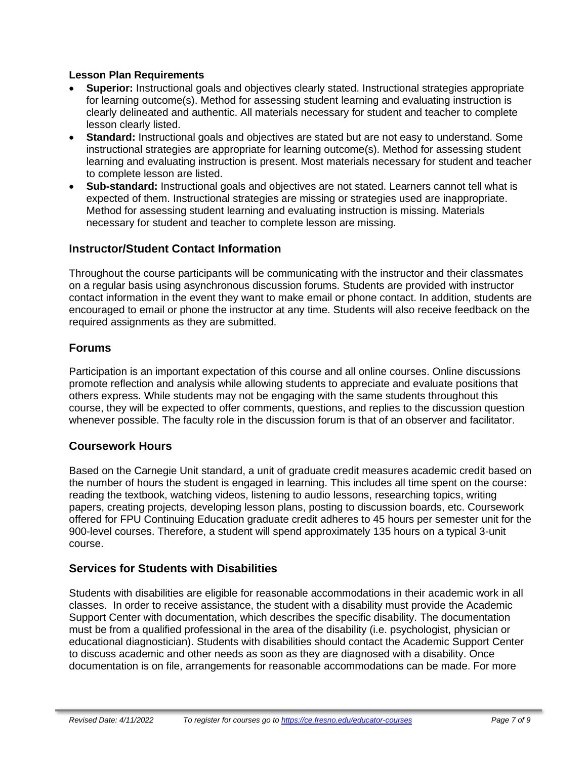### Lesson Plan Requirements

- **Superior:** Instructional goals and objectives clearly stated. Instructional strategies appropriate for learning outcome(s). Method for assessing student learning and evaluating instruction is clearly delineated and authentic. All materials necessary for student and teacher to complete lesson clearly listed.
- **Standard:** Instructional goals and objectives are stated but are not easy to understand. Some instructional strategies are appropriate for learning outcome(s). Method for assessing student learning and evaluating instruction is present. Most materials necessary for student and teacher to complete lesson are listed.
- **Sub-standard:** Instructional goals and objectives are not stated. Learners cannot tell what is expected of them. Instructional strategies are missing or strategies used are inappropriate. Method for assessing student learning and evaluating instruction is missing. Materials necessary for student and teacher to complete lesson are missing.

## Instructor/Student Contact Information

Throughout the course participants will be communicating with the instructor and their classmates on a regular basis using asynchronous discussion forums. Students are provided with instructor contact information in the event they want to make email or phone contact. In addition, students are encouraged to email or phone the instructor at any time. Students will also receive feedback on the required assignments as they are submitted.

## Forums

Participation is an important expectation of this course and all online courses. Online discussions promote reflection and analysis while allowing students to appreciate and evaluate positions that others express. While students may not be engaging with the same students throughout this course, they will be expected to offer comments, questions, and replies to the discussion question whenever possible. The faculty role in the discussion forum is that of an observer and facilitator.

## Coursework Hours

Based on the Carnegie Unit standard, a unit of graduate credit measures academic credit based on the number of hours the student is engaged in learning. This includes all time spent on the course: reading the textbook, watching videos, listening to audio lessons, researching topics, writing papers, creating projects, developing lesson plans, posting to discussion boards, etc. Coursework offered for FPU Continuing Education graduate credit adheres to 45 hours per semester unit for the 900-level courses. Therefore, a student will spend approximately 135 hours on a typical 3-unit course.

## Services for Students with Disabilities

Students with disabilities are eligible for reasonable accommodations in their academic work in all classes. In order to receive assistance, the student with a disability must provide the Academic Support Center with documentation, which describes the specific disability. The documentation must be from a qualified professional in the area of the disability (i.e. psychologist, physician or educational diagnostician). Students with disabilities should contact the Academic Support Center to discuss academic and other needs as soon as they are diagnosed with a disability. Once documentation is on file, arrangements for reasonable accommodations can be made. For more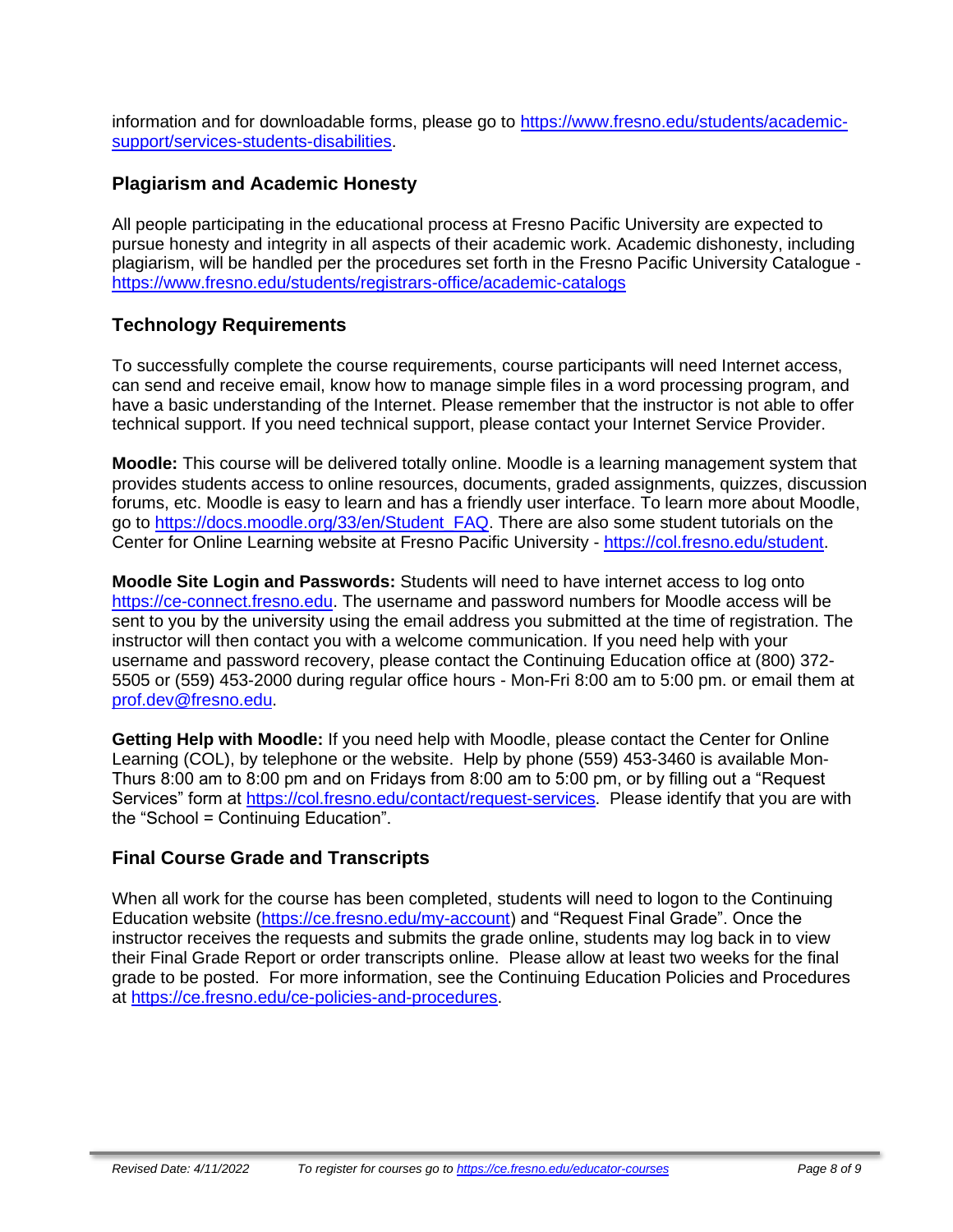information and for downloadable forms, please go to [https://www.fresno.edu/students/academic-support/services-students-disabilities](https://www.fresno.edu/students/academic-support/services-students-disabilities).

## Plagiarism and Academic Honesty

All people participating in the educational process at Fresno Pacific University are expected to pursue honesty and integrity in all aspects of their academic work. Academic dishonesty, including plagiarism, will be handled per the procedures set forth in the Fresno Pacific University Catalogue - [https://www.fresno.edu/students/registrars-office/academic-catalogs](https://www.fresno.edu/students/registrars-office/academic-catalogs)

## Technology Requirements

To successfully complete the course requirements, course participants will need Internet access, can send and receive email, know how to manage simple files in a word processing program, and have a basic understanding of the Internet. Please remember that the instructor is not able to offer technical support. If you need technical support, please contact your Internet Service Provider.

**Moodle:** This course will be delivered totally online. Moodle is a learning management system that provides students access to online resources, documents, graded assignments, quizzes, discussion forums, etc. Moodle is easy to learn and has a friendly user interface. To learn more about Moodle, go to [https://docs.moodle.org/33/en/Student_FAQ](https://docs.moodle.org/33/en/Student_FAQ). There are also some student tutorials on the Center for Online Learning website at Fresno Pacific University - [https://col.fresno.edu/student](https://col.fresno.edu/student).

**Moodle Site Login and Passwords:** Students will need to have internet access to log onto [https://ce-connect.fresno.edu](https://ce-connect.fresno.edu). The username and password numbers for Moodle access will be sent to you by the university using the email address you submitted at the time of registration. The instructor will then contact you with a welcome communication. If you need help with your username and password recovery, please contact the Continuing Education office at (800) 372-5505 or (559) 453-2000 during regular office hours - Mon-Fri 8:00 am to 5:00 pm. or email them at [prof.dev@fresno.edu](mailto:prof.dev@fresno.edu).

**Getting Help with Moodle:** If you need help with Moodle, please contact the Center for Online Learning (COL), by telephone or the website. Help by phone (559) 453-3460 is available Mon-Thurs 8:00 am to 8:00 pm and on Fridays from 8:00 am to 5:00 pm, or by filling out a "Request Services" form at [https://col.fresno.edu/contact/request-services](https://col.fresno.edu/contact/request-services). Please identify that you are with the "School = Continuing Education".

## Final Course Grade and Transcripts

When all work for the course has been completed, students will need to logon to the Continuing Education website ([https://ce.fresno.edu/my-account](https://ce.fresno.edu/my-account)) and "Request Final Grade". Once the instructor receives the requests and submits the grade online, students may log back in to view their Final Grade Report or order transcripts online. Please allow at least two weeks for the final grade to be posted. For more information, see the Continuing Education Policies and Procedures at [https://ce.fresno.edu/ce-policies-and-procedures](https://ce.fresno.edu/ce-policies-and-procedures).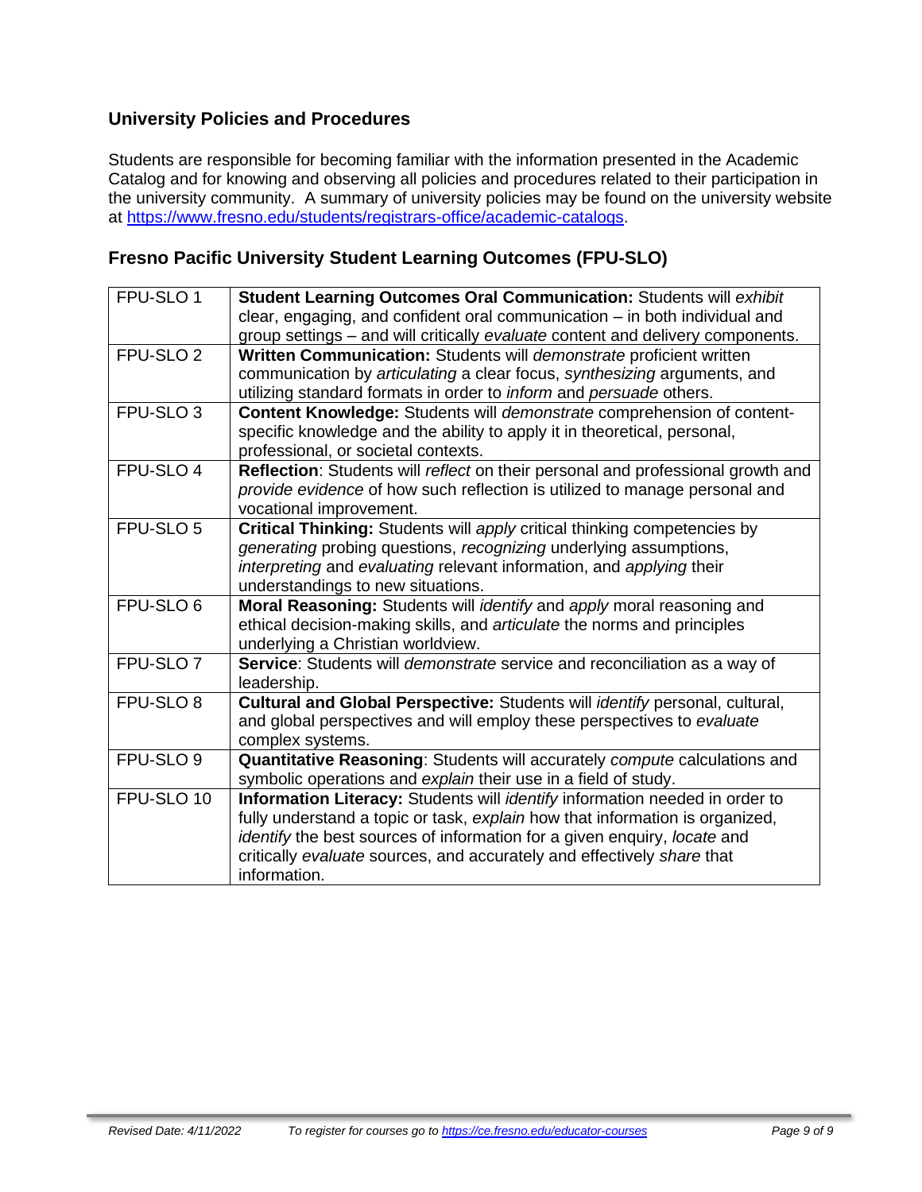### University Policies and Procedures

Students are responsible for becoming familiar with the information presented in the Academic Catalog and for knowing and observing all policies and procedures related to their participation in the university community. A summary of university policies may be found on the university website at https://www.fresno.edu/students/registrars-office/academic-catalogs.

## Fresno Pacific University Student Learning Outcomes (FPU-SLO)

| | |
|---|---|
| FPU-SLO 1 | **Student Learning Outcomes Oral Communication:** Students will *exhibit* clear, engaging, and confident oral communication – in both individual and group settings – and will critically *evaluate* content and delivery components. |
| FPU-SLO 2 | **Written Communication:** Students will *demonstrate* proficient written communication by *articulating* a clear focus, *synthesizing* arguments, and utilizing standard formats in order to *inform* and *persuade* others. |
| FPU-SLO 3 | **Content Knowledge:** Students will *demonstrate* comprehension of content-specific knowledge and the ability to apply it in theoretical, personal, professional, or societal contexts. |
| FPU-SLO 4 | **Reflection**: Students will *reflect* on their personal and professional growth and *provide evidence* of how such reflection is utilized to manage personal and vocational improvement. |
| FPU-SLO 5 | **Critical Thinking:** Students will *apply* critical thinking competencies by *generating* probing questions, *recognizing* underlying assumptions, *interpreting* and *evaluating* relevant information, and *applying* their understandings to new situations. |
| FPU-SLO 6 | **Moral Reasoning:** Students will *identify* and *apply* moral reasoning and ethical decision-making skills, and *articulate* the norms and principles underlying a Christian worldview. |
| FPU-SLO 7 | **Service**: Students will *demonstrate* service and reconciliation as a way of leadership. |
| FPU-SLO 8 | **Cultural and Global Perspective:** Students will *identify* personal, cultural, and global perspectives and will employ these perspectives to *evaluate* complex systems. |
| FPU-SLO 9 | **Quantitative Reasoning**: Students will accurately *compute* calculations and symbolic operations and *explain* their use in a field of study. |
| FPU-SLO 10 | **Information Literacy:** Students will *identify* information needed in order to fully understand a topic or task, *explain* how that information is organized, *identify* the best sources of information for a given enquiry, *locate* and critically *evaluate* sources, and accurately and effectively *share* that information. |